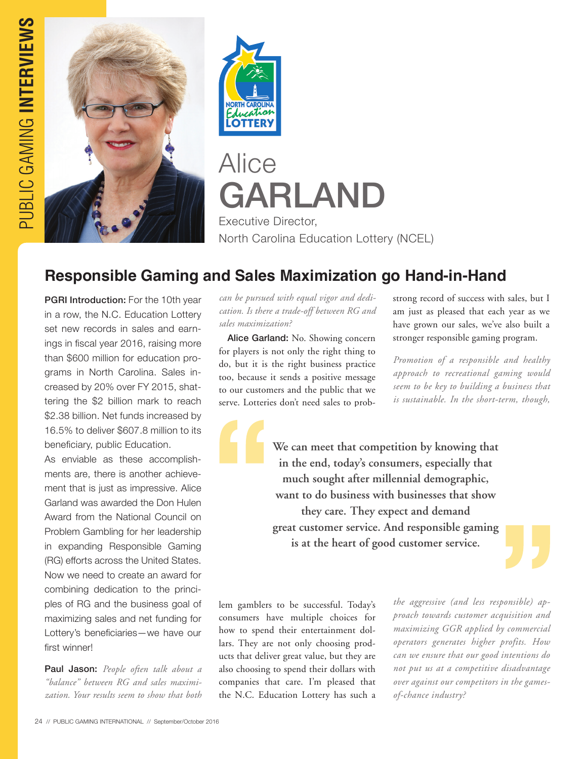# Alice GARLAND

Executive Director,
North Carolina Education Lottery (NCEL)

## Responsible Gaming and Sales Maximization go Hand-in-Hand

**PGRI Introduction:** For the 10th year in a row, the N.C. Education Lottery set new records in sales and earnings in fiscal year 2016, raising more than $600 million for education programs in North Carolina. Sales increased by 20% over FY 2015, shattering the $2 billion mark to reach $2.38 billion. Net funds increased by 16.5% to deliver $607.8 million to its beneficiary, public Education.

As enviable as these accomplishments are, there is another achievement that is just as impressive. Alice Garland was awarded the Don Hulen Award from the National Council on Problem Gambling for her leadership in expanding Responsible Gaming (RG) efforts across the United States. Now we need to create an award for combining dedication to the principles of RG and the business goal of maximizing sales and net funding for Lottery's beneficiaries—we have our first winner!

**Paul Jason:** *People often talk about a "balance" between RG and sales maximization. Your results seem to show that both can be pursued with equal vigor and dedication. Is there a trade-off between RG and sales maximization?*

**Alice Garland:** No. Showing concern for players is not only the right thing to do, but it is the right business practice too, because it sends a positive message to our customers and the public that we serve. Lotteries don't need sales to problem gamblers to be successful. Today's consumers have multiple choices for how to spend their entertainment dollars. They are not only choosing products that deliver great value, but they are also choosing to spend their dollars with companies that care. I'm pleased that the N.C. Education Lottery has such a strong record of success with sales, but I am just as pleased that each year as we have grown our sales, we've also built a stronger responsible gaming program.

> **We can meet that competition by knowing that in the end, today's consumers, especially that much sought after millennial demographic, want to do business with businesses that show they care. They expect and demand great customer service. And responsible gaming is at the heart of good customer service.**

*Promotion of a responsible and healthy approach to recreational gaming would seem to be key to building a business that is sustainable. In the short-term, though, the aggressive (and less responsible) approach towards customer acquisition and maximizing GGR applied by commercial operators generates higher profits. How can we ensure that our good intentions do not put us at a competitive disadvantage over against our competitors in the games-of-chance industry?*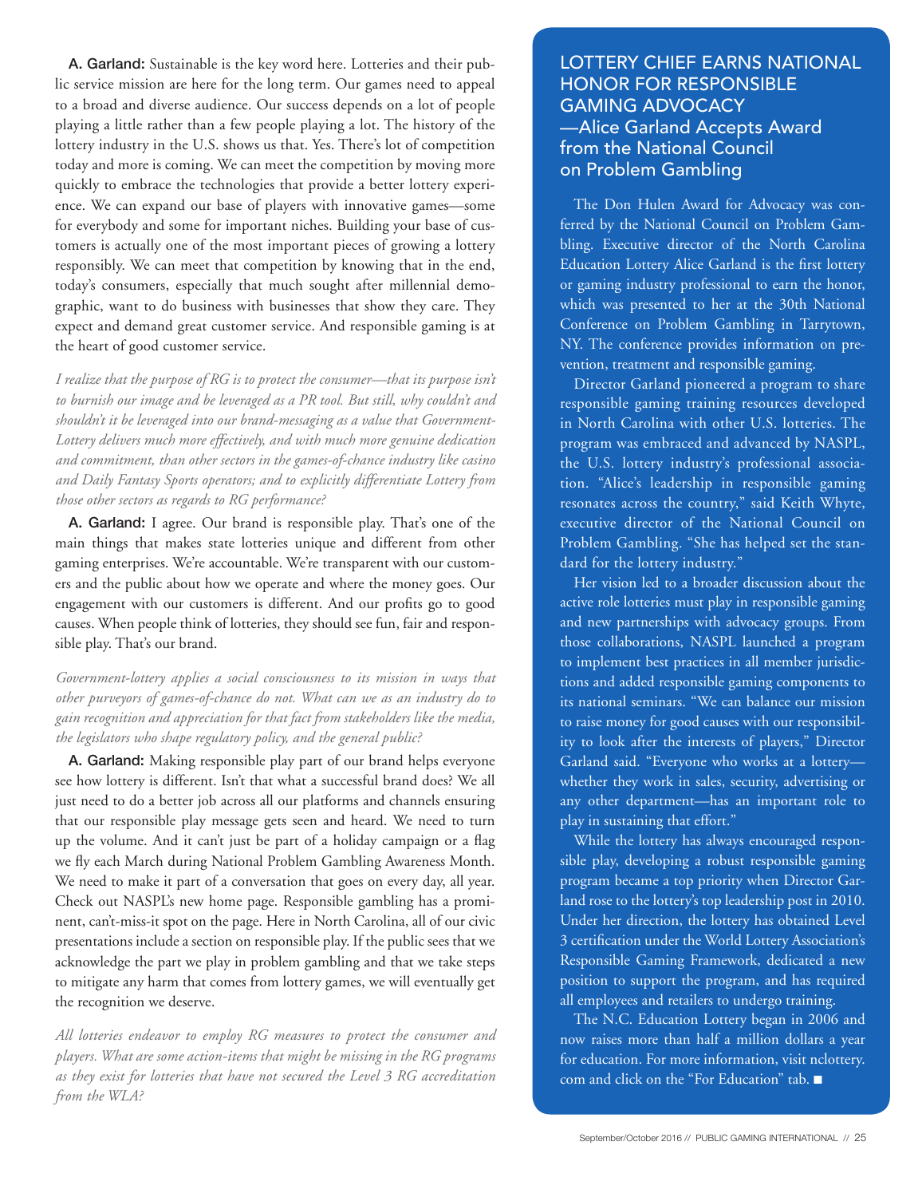**A. Garland:** Sustainable is the key word here. Lotteries and their public service mission are here for the long term. Our games need to appeal to a broad and diverse audience. Our success depends on a lot of people playing a little rather than a few people playing a lot. The history of the lottery industry in the U.S. shows us that. Yes. There's lot of competition today and more is coming. We can meet the competition by moving more quickly to embrace the technologies that provide a better lottery experience. We can expand our base of players with innovative games—some for everybody and some for important niches. Building your base of customers is actually one of the most important pieces of growing a lottery responsibly. We can meet that competition by knowing that in the end, today's consumers, especially that much sought after millennial demographic, want to do business with businesses that show they care. They expect and demand great customer service. And responsible gaming is at the heart of good customer service.

*I realize that the purpose of RG is to protect the consumer—that its purpose isn't to burnish our image and be leveraged as a PR tool. But still, why couldn't and shouldn't it be leveraged into our brand-messaging as a value that Government-Lottery delivers much more effectively, and with much more genuine dedication and commitment, than other sectors in the games-of-chance industry like casino and Daily Fantasy Sports operators; and to explicitly differentiate Lottery from those other sectors as regards to RG performance?*

**A. Garland:** I agree. Our brand is responsible play. That's one of the main things that makes state lotteries unique and different from other gaming enterprises. We're accountable. We're transparent with our customers and the public about how we operate and where the money goes. Our engagement with our customers is different. And our profits go to good causes. When people think of lotteries, they should see fun, fair and responsible play. That's our brand.

*Government-lottery applies a social consciousness to its mission in ways that other purveyors of games-of-chance do not. What can we as an industry do to gain recognition and appreciation for that fact from stakeholders like the media, the legislators who shape regulatory policy, and the general public?*

**A. Garland:** Making responsible play part of our brand helps everyone see how lottery is different. Isn't that what a successful brand does? We all just need to do a better job across all our platforms and channels ensuring that our responsible play message gets seen and heard. We need to turn up the volume. And it can't just be part of a holiday campaign or a flag we fly each March during National Problem Gambling Awareness Month. We need to make it part of a conversation that goes on every day, all year. Check out NASPL's new home page. Responsible gambling has a prominent, can't-miss-it spot on the page. Here in North Carolina, all of our civic presentations include a section on responsible play. If the public sees that we acknowledge the part we play in problem gambling and that we take steps to mitigate any harm that comes from lottery games, we will eventually get the recognition we deserve.

*All lotteries endeavor to employ RG measures to protect the consumer and players. What are some action-items that might be missing in the RG programs as they exist for lotteries that have not secured the Level 3 RG accreditation from the WLA?*

## LOTTERY CHIEF EARNS NATIONAL HONOR FOR RESPONSIBLE GAMING ADVOCACY —Alice Garland Accepts Award from the National Council on Problem Gambling

The Don Hulen Award for Advocacy was conferred by the National Council on Problem Gambling. Executive director of the North Carolina Education Lottery Alice Garland is the first lottery or gaming industry professional to earn the honor, which was presented to her at the 30th National Conference on Problem Gambling in Tarrytown, NY. The conference provides information on prevention, treatment and responsible gaming.

Director Garland pioneered a program to share responsible gaming training resources developed in North Carolina with other U.S. lotteries. The program was embraced and advanced by NASPL, the U.S. lottery industry's professional association. "Alice's leadership in responsible gaming resonates across the country," said Keith Whyte, executive director of the National Council on Problem Gambling. "She has helped set the standard for the lottery industry."

Her vision led to a broader discussion about the active role lotteries must play in responsible gaming and new partnerships with advocacy groups. From those collaborations, NASPL launched a program to implement best practices in all member jurisdictions and added responsible gaming components to its national seminars. "We can balance our mission to raise money for good causes with our responsibility to look after the interests of players," Director Garland said. "Everyone who works at a lottery—whether they work in sales, security, advertising or any other department—has an important role to play in sustaining that effort."

While the lottery has always encouraged responsible play, developing a robust responsible gaming program became a top priority when Director Garland rose to the lottery's top leadership post in 2010. Under her direction, the lottery has obtained Level 3 certification under the World Lottery Association's Responsible Gaming Framework, dedicated a new position to support the program, and has required all employees and retailers to undergo training.

The N.C. Education Lottery began in 2006 and now raises more than half a million dollars a year for education. For more information, visit nclottery.com and click on the "For Education" tab. ■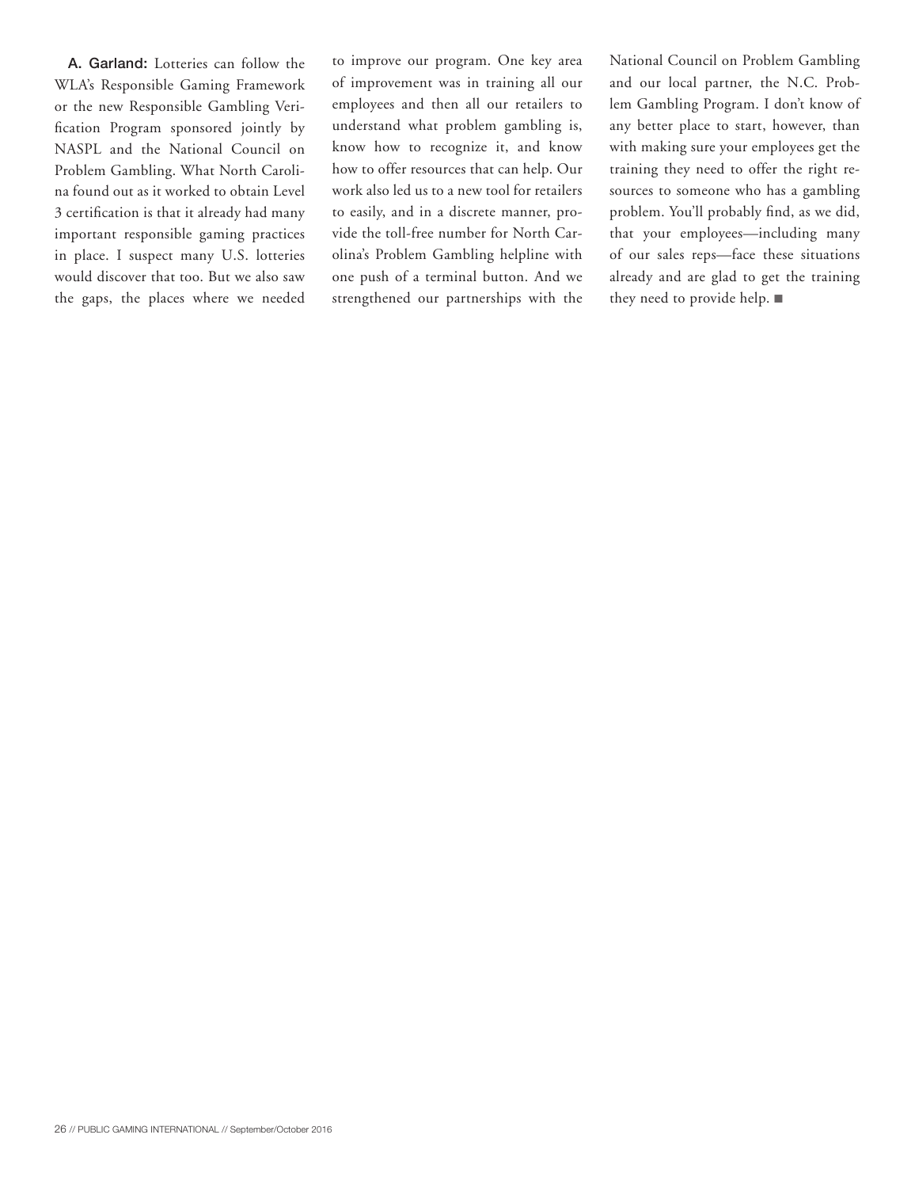**A. Garland:** Lotteries can follow the WLA's Responsible Gaming Framework or the new Responsible Gambling Verification Program sponsored jointly by NASPL and the National Council on Problem Gambling. What North Carolina found out as it worked to obtain Level 3 certification is that it already had many important responsible gaming practices in place. I suspect many U.S. lotteries would discover that too. But we also saw the gaps, the places where we needed to improve our program. One key area of improvement was in training all our employees and then all our retailers to understand what problem gambling is, know how to recognize it, and know how to offer resources that can help. Our work also led us to a new tool for retailers to easily, and in a discrete manner, provide the toll-free number for North Carolina's Problem Gambling helpline with one push of a terminal button. And we strengthened our partnerships with the National Council on Problem Gambling and our local partner, the N.C. Problem Gambling Program. I don't know of any better place to start, however, than with making sure your employees get the training they need to offer the right resources to someone who has a gambling problem. You'll probably find, as we did, that your employees—including many of our sales reps—face these situations already and are glad to get the training they need to provide help. ■